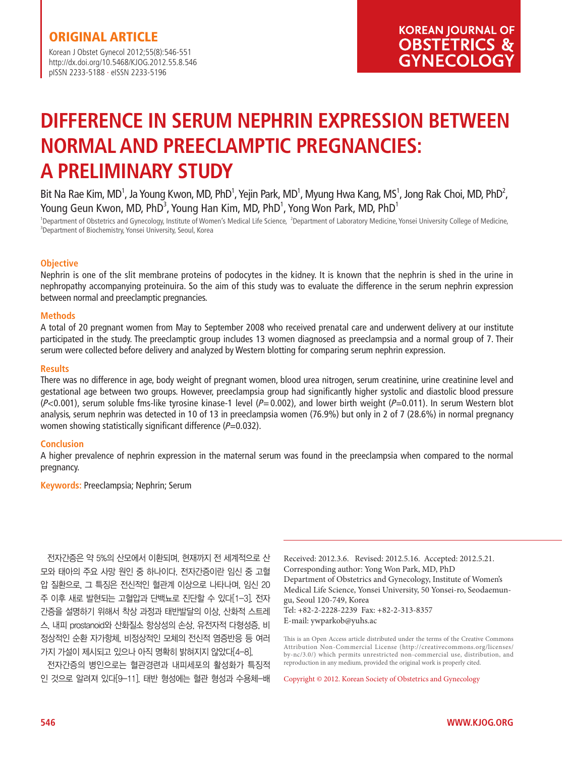ORIGINAL ARTICLE

# DIFFERENCE IN SERUM NEPHRIN EXPRESSION BETWEEN NORMAL AND PREECLAMPTIC PREGNANCIES: A PRELIMINARY STUDY

Bit Na Rae Kim, MD[1], Ja Young Kwon, MD, PhD[1], Yejin Park, MD[1], Myung Hwa Kang, MS[1], Jong Rak Choi, MD, PhD[2], Young Geun Kwon, MD, PhD[3], Young Han Kim, MD, PhD[1], Yong Won Park, MD, PhD[1]

[1]Department of Obstetrics and Gynecology, Institute of Women's Medical Life Science, [2]Department of Laboratory Medicine, Yonsei University College of Medicine, [3]Department of Biochemistry, Yonsei University, Seoul, Korea

### Objective

Nephrin is one of the slit membrane proteins of podocytes in the kidney. It is known that the nephrin is shed in the urine in nephropathy accompanying proteinuira. So the aim of this study was to evaluate the difference in the serum nephrin expression between normal and preeclamptic pregnancies.

### Methods

A total of 20 pregnant women from May to September 2008 who received prenatal care and underwent delivery at our institute participated in the study. The preeclamptic group includes 13 women diagnosed as preeclampsia and a normal group of 7. Their serum were collected before delivery and analyzed by Western blotting for comparing serum nephrin expression.

### Results

There was no difference in age, body weight of pregnant women, blood urea nitrogen, serum creatinine, urine creatinine level and gestational age between two groups. However, preeclampsia group had significantly higher systolic and diastolic blood pressure ($P$<0.001), serum soluble fms-like tyrosine kinase-1 level ($P$=0.002), and lower birth weight ($P$=0.011). In serum Western blot analysis, serum nephrin was detected in 10 of 13 in preeclampsia women (76.9%) but only in 2 of 7 (28.6%) in normal pregnancy women showing statistically significant difference ($P$=0.032).

### Conclusion

A higher prevalence of nephrin expression in the maternal serum was found in the preeclampsia when compared to the normal pregnancy.

**Keywords:** Preeclampsia; Nephrin; Serum

전자간증은 약 5%의 산모에서 이환되며, 현재까지 전 세계적으로 산모와 태아의 주요 사망 원인 중 하나이다. 전자간증이란 임신 중 고혈압 질환으로, 그 특징은 전신적인 혈관계 이상으로 나타나며, 임신 20주 이후 새로 발현되는 고혈압과 단백뇨로 진단할 수 있다[1–3]. 전자간증을 설명하기 위해서 착상 과정과 태반발달의 이상, 산화적 스트레스, 내피 prostanoid와 산화질소 항상성의 손상, 유전자적 다형성증, 비정상적인 순환 자가항체, 비정상적인 모체의 전신적 염증반응 등 여러 가지 가설이 제시되고 있으나 아직 명확히 밝혀지지 않았다[4–8].

전자간증의 병인으로는 혈관경련과 내피세포의 활성화가 특징적인 것으로 알려져 있다[9–11]. 태반 형성에는 혈관 형성과 수용체–배

Received: 2012.3.6. Revised: 2012.5.16. Accepted: 2012.5.21.
Corresponding author: Yong Won Park, MD, PhD
Department of Obstetrics and Gynecology, Institute of Women's Medical Life Science, Yonsei University, 50 Yonsei-ro, Seodaemun-gu, Seoul 120-749, Korea
Tel: +82-2-2228-2239 Fax: +82-2-313-8357
E-mail: ywparkob@yuhs.ac

This is an Open Access article distributed under the terms of the Creative Commons Attribution Non-Commercial License (http://creativecommons.org/licenses/by-nc/3.0/) which permits unrestricted non-commercial use, distribution, and reproduction in any medium, provided the original work is properly cited.

Copyright © 2012. Korean Society of Obstetrics and Gynecology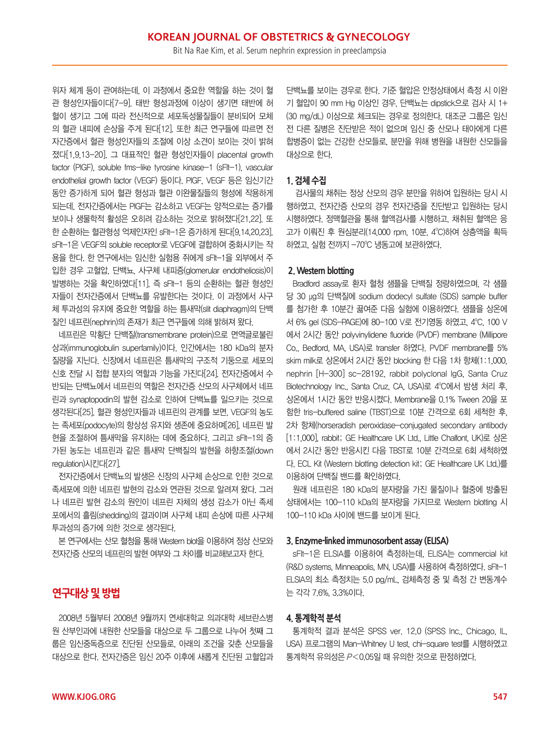위자 체계 등이 관여하는데, 이 과정에서 중요한 역할을 하는 것이 혈관 형성인자들이다[7-9]. 태반 형성과정에 이상이 생기면 태반에 허혈이 생기고 그에 따라 전신적으로 세포독성물질들이 분비되어 모체의 혈관 내피에 손상을 주게 된다[12]. 또한 최근 연구들에 따르면 전자간증에서 혈관 형성인자들의 조절에 이상 소견이 보이는 것이 밝혀졌다[1,9,13-20]. 그 대표적인 혈관 형성인자들이 placental growth factor (PlGF), soluble fms-like tyrosine kinase-1 (sFlt-1), vascular endothelial growth factor (VEGF) 등이다. PlGF, VEGF 등은 임신기간 동안 증가하게 되어 혈관 형성과 혈관 이완물질들의 형성에 작용하게 되는데, 전자간증에서는 PlGF는 감소하고 VEGF는 양적으로는 증가를 보이나 생물학적 활성은 오히려 감소하는 것으로 밝혀졌다[21,22]. 또한 순환하는 혈관형성 억제인자인 sFlt-1은 증가하게 된다[9,14,20,23]. sFlt-1은 VEGF의 soluble receptor로 VEGF에 결합하여 중화시키는 작용을 한다. 한 연구에서는 임신한 실험용 쥐에게 sFlt-1을 외부에서 주입한 경우 고혈압, 단백뇨, 사구체 내피증(glomerular endotheliosis)이 발병하는 것을 확인하였다[11]. 즉 sFlt-1 등의 순환하는 혈관 형성인자들이 전자간증에서 단백뇨를 유발한다는 것이다. 이 과정에서 사구체 투과성의 유지에 중요한 역할을 하는 틈새막(slit diaphragm)의 단백질인 네프린(nephrin)의 존재가 최근 연구들에 의해 밝혀져 왔다.

네프린은 막횡단 단백질(transmembrane protein)으로 면역글로불린 상과(immunoglobulin superfamily)이다. 인간에서는 180 kDa의 분자 질량을 지닌다. 신장에서 네프린은 틈새막의 구조적 기둥으로 세포의 신호 전달 시 접합 분자의 역할과 기능을 가진다[24]. 전자간증에서 수반되는 단백뇨에서 네프린의 역할은 전자간증 산모의 사구체에서 네프린과 synaptopodin의 발현 감소로 인하여 단백뇨를 일으키는 것으로 생각된다[25]. 혈관 형성인자들과 네프린의 관계를 보면, VEGF의 농도는 족세포(podocyte)의 항상성 유지와 생존에 중요하며[26], 네프린 발현을 조절하여 틈새막을 유지하는 데에 중요하다. 그리고 sFlt-1의 증가된 농도는 네프린과 같은 틈새막 단백질의 발현을 하향조절(down regulation)시킨다[27].

전자간증에서 단백뇨의 발생은 신장의 사구체 손상으로 인한 것으로 족세포에 의한 네프린 발현의 감소와 연관된 것으로 알려져 왔다. 그러나 네프린 발현 감소의 원인이 네프린 자체의 생성 감소가 아닌 족세포에서의 흘림(shedding)의 결과이며 사구체 내피 손상에 따른 사구체 투과성의 증가에 의한 것으로 생각된다.

본 연구에서는 산모 혈청을 통해 Western blot을 이용하여 정상 산모와 전자간증 산모의 네프린의 발현 여부와 그 차이를 비교해보고자 한다.

## 연구대상 및 방법

2008년 5월부터 2008년 9월까지 연세대학교 의과대학 세브란스병원 산부인과에 내원한 산모들을 대상으로 두 그룹으로 나누어 첫째 그룹은 임신중독증으로 진단된 산모들로, 아래의 조건을 갖춘 산모들을 대상으로 한다. 전자간증은 임신 20주 이후에 새롭게 진단된 고혈압과 단백뇨를 보이는 경우로 한다. 기준 혈압은 안정상태에서 측정 시 이완기 혈압이 90 mm Hg 이상인 경우, 단백뇨는 dipstick으로 검사 시 1+ (30 mg/dL) 이상으로 체크되는 경우로 정의한다. 대조군 그룹은 임신 전 다른 질병은 진단받은 적이 없으며 임신 중 산모나 태아에게 다른 합병증이 없는 건강한 산모들로, 분만을 위해 병원을 내원한 산모들을 대상으로 한다.

### 1. 검체 수집

검사물의 채취는 정상 산모의 경우 분만을 위하여 입원하는 당시 시행하였고, 전자간증 산모의 경우 전자간증을 진단받고 입원하는 당시 시행하였다. 정맥혈관을 통해 혈액검사를 시행하고, 채취된 혈액은 응고가 이뤄진 후 원심분리(14,000 rpm, 10분, 4℃)하여 상층액을 획득하였고, 실험 전까지 -70℃ 냉동고에 보관하였다.

### 2. Western blotting

Bradford assay로 환자 혈청 샘플을 단백질 정량하였으며, 각 샘플 당 30 μg의 단백질에 sodium dodecyl sulfate (SDS) sample buffer를 첨가한 후 10분간 끓여준 다음 실험에 이용하였다. 샘플을 상온에서 6% gel (SDS-PAGE)에 80-100 V로 전기영동 하였고, 4℃, 100 V에서 2시간 동안 polyvinylidene fluoride (PVDF) membrane (Millipore Co., Bedford, MA, USA)로 transfer 하였다. PVDF membrane를 5% skim milk로 상온에서 2시간 동안 blocking 한 다음 1차 항체(1:1,000, nephrin [H-300] sc-28192, rabbit polyclonal IgG, Santa Cruz Biotechnology Inc., Santa Cruz, CA, USA)로 4℃에서 밤샘 처리 후, 상온에서 1시간 동안 반응시켰다. Membrane을 0.1% Tween 20을 포함한 tris-buffered saline (TBST)으로 10분 간격으로 6회 세척한 후, 2차 항체(horseradish peroxidase-conjugated secondary antibody [1:1,000], rabbit; GE Healthcare UK Ltd., Little Chalfont, UK)로 상온에서 2시간 동안 반응시킨 다음 TBST로 10분 간격으로 6회 세척하였다. ECL Kit (Western blotting detection kit; GE Healthcare UK Ltd.)를 이용하여 단백질 밴드를 확인하였다.

원래 네프린은 180 kDa의 분자량을 가진 물질이나 혈중에 방출된 상태에서는 100-110 kDa의 분자량을 가지므로 Western blotting 시 100-110 kDa 사이에 밴드를 보이게 된다.

### 3. Enzyme-linked immunosorbent assay (ELISA)

sFlt-1은 ELSIA를 이용하여 측정하는데, ELISA는 commercial kit (R&D systems, Minneapolis, MN, USA)를 사용하여 측정하였다. sFlt-1 ELSIA의 최소 측정치는 5.0 pg/mL, 검체측정 중 및 측정 간 변동계수는 각각 7.6%, 3.3%이다.

### 4. 통계학적 분석

통계학적 결과 분석은 SPSS ver. 12.0 (SPSS Inc., Chicago, IL, USA) 프로그램의 Man-Whitney U test, chi-square test를 시행하였고 통계학적 유의성은 $P<0.05$일 때 유의한 것으로 판정하였다.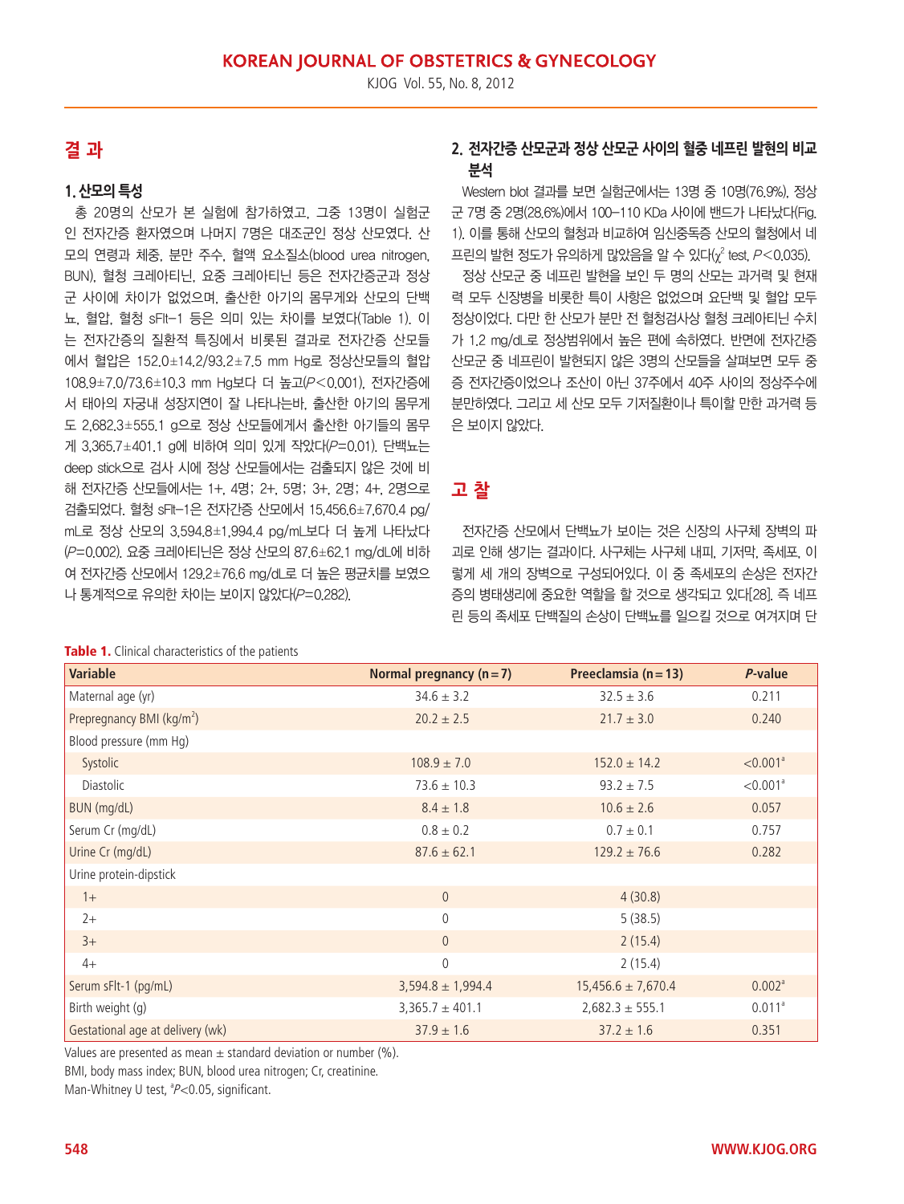## 결 과

### 1. 산모의 특성

총 20명의 산모가 본 실험에 참가하였고, 그중 13명이 실험군인 전자간증 환자였으며 나머지 7명은 대조군인 정상 산모였다. 산모의 연령과 체중, 분만 주수, 혈액 요소질소(blood urea nitrogen, BUN), 혈청 크레아티닌, 요중 크레아티닌 등은 전자간증군과 정상군 사이에 차이가 없었으며, 출산한 아기의 몸무게와 산모의 단백뇨, 혈압, 혈청 sFlt-1 등은 의미 있는 차이를 보였다(Table 1). 이는 전자간증의 질환적 특징에서 비롯된 결과로 전자간증 산모들에서 혈압은 152.0±14.2/93.2±7.5 mm Hg로 정상산모들의 혈압 108.9±7.0/73.6±10.3 mm Hg보다 더 높고($P$<0.001), 전자간증에서 태아의 자궁내 성장지연이 잘 나타나는바, 출산한 아기의 몸무게도 2,682.3±555.1 g으로 정상 산모들에게서 출산한 아기들의 몸무게 3,365.7±401.1 g에 비하여 의미 있게 작았다($P$=0.01). 단백뇨는 deep stick으로 검사 시에 정상 산모들에서는 검출되지 않은 것에 비해 전자간증 산모들에서는 1+, 4명; 2+, 5명; 3+, 2명; 4+, 2명으로 검출되었다. 혈청 sFlt-1은 전자간증 산모에서 15,456.6±7,670.4 pg/mL로 정상 산모의 3,594.8±1,994.4 pg/mL보다 더 높게 나타났다($P$=0.002). 요중 크레아티닌은 정상 산모의 87.6±62.1 mg/dL에 비하여 전자간증 산모에서 129.2±76.6 mg/dL로 더 높은 평균치를 보였으나 통계적으로 유의한 차이는 보이지 않았다($P$=0.282).

### 2. 전자간증 산모군과 정상 산모군 사이의 혈중 네프린 발현의 비교 분석

Western blot 결과를 보면 실험군에서는 13명 중 10명(76.9%), 정상군 7명 중 2명(28.6%)에서 100–110 KDa 사이에 밴드가 나타났다(Fig. 1). 이를 통해 산모의 혈청과 비교하여 임신중독증 산모의 혈청에서 네프린의 발현 정도가 유의하게 많았음을 알 수 있다($\chi^2$ test, $P$<0.035).

정상 산모군 중 네프린 발현을 보인 두 명의 산모는 과거력 및 현재력 모두 신장병을 비롯한 특이 사항은 없었으며 요단백 및 혈압 모두 정상이었다. 다만 한 산모가 분만 전 혈청검사상 혈청 크레아티닌 수치가 1.2 mg/dL로 정상범위에서 높은 편에 속하였다. 반면에 전자간증 산모군 중 네프린이 발현되지 않은 3명의 산모들을 살펴보면 모두 중증 전자간증이었으나 조산이 아닌 37주에서 40주 사이의 정상주수에 분만하였다. 그리고 세 산모 모두 기저질환이나 특이할 만한 과거력 등은 보이지 않았다.

## 고 찰

전자간증 산모에서 단백뇨가 보이는 것은 신장의 사구체 장벽의 파괴로 인해 생기는 결과이다. 사구체는 사구체 내피, 기저막, 족세포, 이렇게 세 개의 장벽으로 구성되어있다. 이 중 족세포의 손상은 전자간증의 병태생리에 중요한 역할을 할 것으로 생각되고 있다[28]. 즉 네프린 등의 족세포 단백질의 손상이 단백뇨를 일으킬 것으로 여겨지며 단

**Table 1.** Clinical characteristics of the patients

| Variable | Normal pregnancy (n=7) | Preeclamsia (n=13) | $P$-value |
|---|---|---|---|
| Maternal age (yr) | 34.6 ± 3.2 | 32.5 ± 3.6 | 0.211 |
| Prepregnancy BMI (kg/m$^2$) | 20.2 ± 2.5 | 21.7 ± 3.0 | 0.240 |
| Blood pressure (mm Hg) | | | |
| Systolic | 108.9 ± 7.0 | 152.0 ± 14.2 | <0.001[a] |
| Diastolic | 73.6 ± 10.3 | 93.2 ± 7.5 | <0.001[a] |
| BUN (mg/dL) | 8.4 ± 1.8 | 10.6 ± 2.6 | 0.057 |
| Serum Cr (mg/dL) | 0.8 ± 0.2 | 0.7 ± 0.1 | 0.757 |
| Urine Cr (mg/dL) | 87.6 ± 62.1 | 129.2 ± 76.6 | 0.282 |
| Urine protein-dipstick | | | |
| 1+ | 0 | 4 (30.8) | |
| 2+ | 0 | 5 (38.5) | |
| 3+ | 0 | 2 (15.4) | |
| 4+ | 0 | 2 (15.4) | |
| Serum sFlt-1 (pg/mL) | 3,594.8 ± 1,994.4 | 15,456.6 ± 7,670.4 | 0.002[a] |
| Birth weight (g) | 3,365.7 ± 401.1 | 2,682.3 ± 555.1 | 0.011[a] |
| Gestational age at delivery (wk) | 37.9 ± 1.6 | 37.2 ± 1.6 | 0.351 |

Values are presented as mean ± standard deviation or number (%).
BMI, body mass index; BUN, blood urea nitrogen; Cr, creatinine.
Man-Whitney U test, [a]$P$<0.05, significant.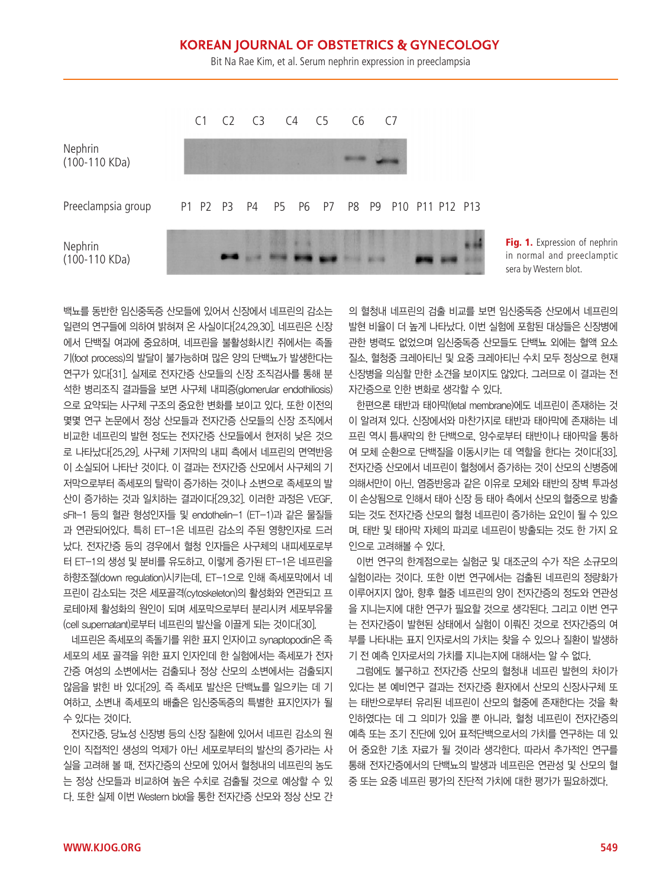C1 C2 C3 C4 C5 C6 C7

Nephrin (100-110 KDa)

Preeclampsia group P1 P2 P3 P4 P5 P6 P7 P8 P9 P10 P11 P12 P13

Nephrin (100-110 KDa)

**Fig. 1.** Expression of nephrin in normal and preeclamptic sera by Western blot.

백뇨를 동반한 임신중독증 산모들에 있어서 신장에서 네프린의 감소는 일련의 연구들에 의하여 밝혀져 온 사실이다[24,29,30]. 네프린은 신장에서 단백질 여과에 중요하며, 네프린을 불활성화시킨 쥐에서는 족돌기(foot process)의 발달이 불가능하며 많은 양의 단백뇨가 발생한다는 연구가 있다[31]. 실제로 전자간증 산모들의 신장 조직검사를 통해 분석한 병리조직 결과들을 보면 사구체 내피증(glomerular endothiliosis)으로 요약되는 사구체 구조의 중요한 변화를 보이고 있다. 또한 이전의 몇몇 연구 논문에서 정상 산모들과 전자간증 산모들의 신장 조직에서 비교한 네프린의 발현 정도는 전자간증 산모들에서 현저히 낮은 것으로 나타났다[25,29]. 사구체 기저막의 내피 측에서 네프린의 면역반응이 소실되어 나타난 것이다. 이 결과는 전자간증 산모에서 사구체의 기저막으로부터 족세포의 탈락이 증가하는 것이나 소변으로 족세포의 발산이 증가하는 것과 일치하는 결과이다[29,32]. 이러한 과정은 VEGF, sFlt-1 등의 혈관 형성인자들 및 endothelin-1 (ET-1)과 같은 물질들과 연관되어있다. 특히 ET-1은 네프린 감소의 주된 영향인자로 드러났다. 전자간증 등의 경우에서 혈청 인자들은 사구체의 내피세포로부터 ET-1의 생성 및 분비를 유도하고, 이렇게 증가된 ET-1은 네프린을 하향조절(down regulation)시키는데, ET-1으로 인해 족세포막에서 네프린이 감소되는 것은 세포골격(cytoskeleton)의 활성화와 연관되고 프로테아제 활성화의 원인이 되며 세포막으로부터 분리시켜 세포부유물(cell supernatant)로부터 네프린의 발산을 이끌게 되는 것이다[30].

네프린은 족세포의 족돌기를 위한 표지 인자이고 synaptopodin은 족세포의 세포 골격을 위한 표지 인자인데 한 실험에서는 족세포가 전자간증 여성의 소변에서는 검출되나 정상 산모의 소변에서는 검출되지 않음을 밝힌 바 있다[29]. 즉 족세포 발산은 단백뇨를 일으키는 데 기여하고, 소변내 족세포의 배출은 임신중독증의 특별한 표지인자가 될 수 있다는 것이다.

전자간증, 당뇨성 신장병 등의 신장 질환에 있어서 네프린 감소의 원인이 직접적인 생성의 억제가 아닌 세포로부터의 발산의 증가라는 사실을 고려해 볼 때, 전자간증의 산모에 있어서 혈청내의 네프린의 농도는 정상 산모들과 비교하여 높은 수치로 검출될 것으로 예상할 수 있다. 또한 실제 이번 Western blot을 통한 전자간증 산모와 정상 산모 간의 혈청내 네프린의 검출 비교를 보면 임신중독증 산모에서 네프린의 발현 비율이 더 높게 나타났다. 이번 실험에 포함된 대상들은 신장병에 관한 병력도 없었으며 임신중독증 산모들도 단백뇨 외에는 혈액 요소 질소, 혈청중 크레아티닌 및 요중 크레아티닌 수치 모두 정상으로 현재 신장병을 의심할 만한 소견을 보이지도 않았다. 그러므로 이 결과는 전자간증으로 인한 변화로 생각할 수 있다.

한편으론 태반과 태아막(fetal membrane)에도 네프린이 존재하는 것이 알려져 있다. 신장에서와 마찬가지로 태반과 태아막에 존재하는 네프린 역시 틈새막의 한 단백으로, 양수로부터 태반이나 태아막을 통하여 모체 순환으로 단백질을 이동시키는 데 역할을 한다는 것이다[33]. 전자간증 산모에서 네프린이 혈청에서 증가하는 것이 산모의 신병증에 의해서만이 아닌, 염증반응과 같은 이유로 모체와 태반의 장벽 투과성이 손상됨으로 인해서 태아 신장 등 태아 측에서 산모의 혈중으로 방출되는 것도 전자간증 산모의 혈청 네프린이 증가하는 요인이 될 수 있으며, 태반 및 태아막 자체의 파괴로 네프린이 방출되는 것도 한 가지 요인으로 고려해볼 수 있다.

이번 연구의 한계점으로는 실험군 및 대조군의 수가 작은 소규모의 실험이라는 것이다. 또한 이번 연구에서는 검출된 네프린의 정량화가 이루어지지 않아, 향후 혈중 네프린의 양이 전자간증의 정도와 연관성을 지니는지에 대한 연구가 필요할 것으로 생각된다. 그리고 이번 연구는 전자간증이 발현된 상태에서 실험이 이뤄진 것으로 전자간증의 여부를 나타내는 표지 인자로서의 가치는 찾을 수 있으나 질환이 발생하기 전 예측 인자로서의 가치를 지니는지에 대해서는 알 수 없다.

그럼에도 불구하고 전자간증 산모의 혈청내 네프린 발현의 차이가 있다는 본 예비연구 결과는 전자간증 환자에서 산모의 신장사구체 또는 태반으로부터 유리된 네프린이 산모의 혈중에 존재한다는 것을 확인하였다는 데 그 의미가 있을 뿐 아니라, 혈청 네프린이 전자간증의 예측 또는 조기 진단에 있어 표적단백으로서의 가치를 연구하는 데 있어 중요한 기초 자료가 될 것이라 생각한다. 따라서 추가적인 연구를 통해 전자간증에서의 단백뇨의 발생과 네프린은 연관성 및 산모의 혈중 또는 요중 네프린 평가의 진단적 가치에 대한 평가가 필요하겠다.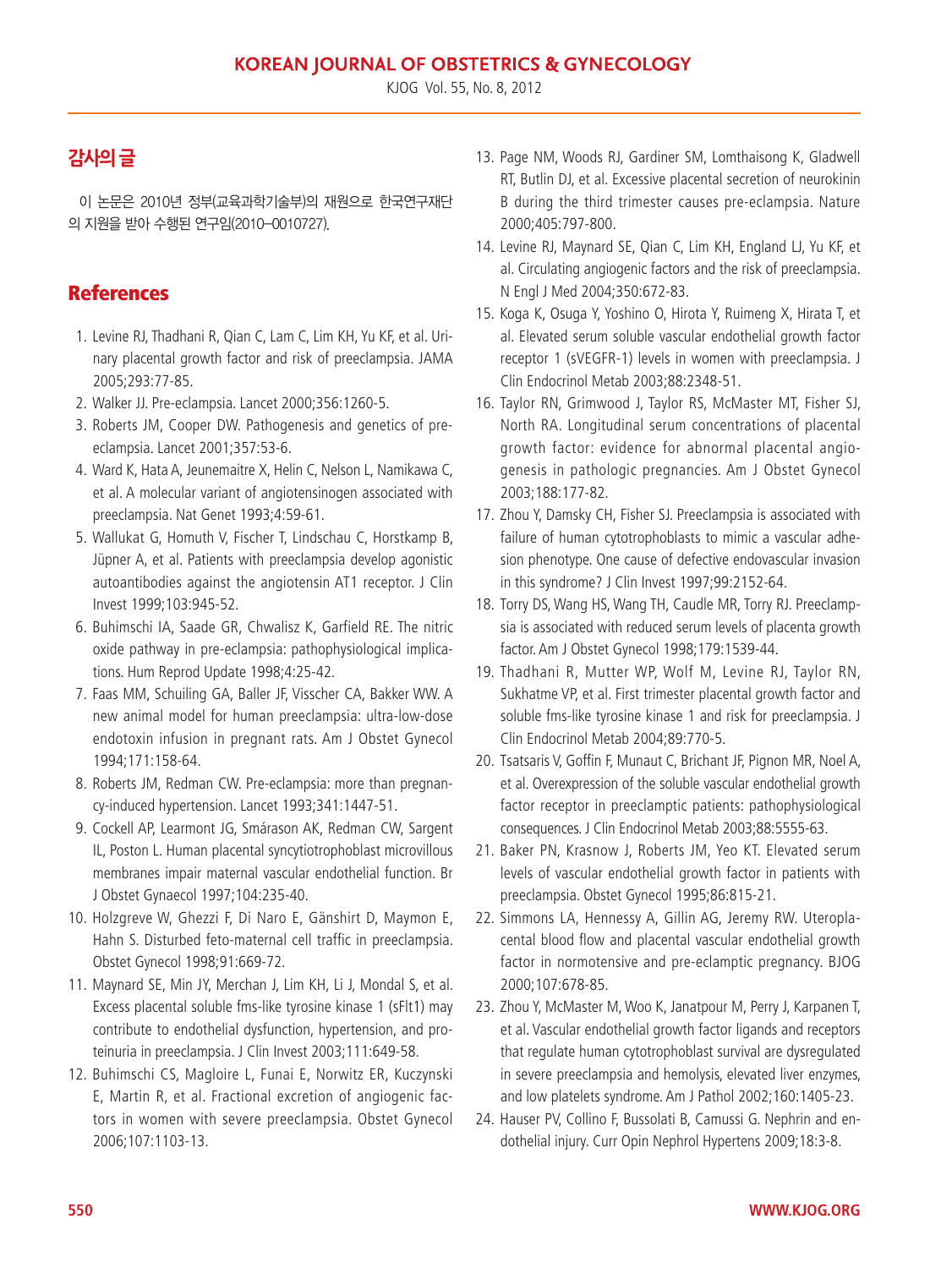## 감사의 글

이 논문은 2010년 정부(교육과학기술부)의 재원으로 한국연구재단의 지원을 받아 수행된 연구임(2010–0010727).

## References

1. Levine RJ, Thadhani R, Qian C, Lam C, Lim KH, Yu KF, et al. Urinary placental growth factor and risk of preeclampsia. JAMA 2005;293:77-85.
2. Walker JJ. Pre-eclampsia. Lancet 2000;356:1260-5.
3. Roberts JM, Cooper DW. Pathogenesis and genetics of pre-eclampsia. Lancet 2001;357:53-6.
4. Ward K, Hata A, Jeunemaitre X, Helin C, Nelson L, Namikawa C, et al. A molecular variant of angiotensinogen associated with preeclampsia. Nat Genet 1993;4:59-61.
5. Wallukat G, Homuth V, Fischer T, Lindschau C, Horstkamp B, Jüpner A, et al. Patients with preeclampsia develop agonistic autoantibodies against the angiotensin AT1 receptor. J Clin Invest 1999;103:945-52.
6. Buhimschi IA, Saade GR, Chwalisz K, Garfield RE. The nitric oxide pathway in pre-eclampsia: pathophysiological implications. Hum Reprod Update 1998;4:25-42.
7. Faas MM, Schuiling GA, Baller JF, Visscher CA, Bakker WW. A new animal model for human preeclampsia: ultra-low-dose endotoxin infusion in pregnant rats. Am J Obstet Gynecol 1994;171:158-64.
8. Roberts JM, Redman CW. Pre-eclampsia: more than pregnancy-induced hypertension. Lancet 1993;341:1447-51.
9. Cockell AP, Learmont JG, Smárason AK, Redman CW, Sargent IL, Poston L. Human placental syncytiotrophoblast microvillous membranes impair maternal vascular endothelial function. Br J Obstet Gynaecol 1997;104:235-40.
10. Holzgreve W, Ghezzi F, Di Naro E, Gänshirt D, Maymon E, Hahn S. Disturbed feto-maternal cell traffic in preeclampsia. Obstet Gynecol 1998;91:669-72.
11. Maynard SE, Min JY, Merchan J, Lim KH, Li J, Mondal S, et al. Excess placental soluble fms-like tyrosine kinase 1 (sFlt1) may contribute to endothelial dysfunction, hypertension, and proteinuria in preeclampsia. J Clin Invest 2003;111:649-58.
12. Buhimschi CS, Magloire L, Funai E, Norwitz ER, Kuczynski E, Martin R, et al. Fractional excretion of angiogenic factors in women with severe preeclampsia. Obstet Gynecol 2006;107:1103-13.
13. Page NM, Woods RJ, Gardiner SM, Lomthaisong K, Gladwell RT, Butlin DJ, et al. Excessive placental secretion of neurokinin B during the third trimester causes pre-eclampsia. Nature 2000;405:797-800.
14. Levine RJ, Maynard SE, Qian C, Lim KH, England LJ, Yu KF, et al. Circulating angiogenic factors and the risk of preeclampsia. N Engl J Med 2004;350:672-83.
15. Koga K, Osuga Y, Yoshino O, Hirota Y, Ruimeng X, Hirata T, et al. Elevated serum soluble vascular endothelial growth factor receptor 1 (sVEGFR-1) levels in women with preeclampsia. J Clin Endocrinol Metab 2003;88:2348-51.
16. Taylor RN, Grimwood J, Taylor RS, McMaster MT, Fisher SJ, North RA. Longitudinal serum concentrations of placental growth factor: evidence for abnormal placental angiogenesis in pathologic pregnancies. Am J Obstet Gynecol 2003;188:177-82.
17. Zhou Y, Damsky CH, Fisher SJ. Preeclampsia is associated with failure of human cytotrophoblasts to mimic a vascular adhesion phenotype. One cause of defective endovascular invasion in this syndrome? J Clin Invest 1997;99:2152-64.
18. Torry DS, Wang HS, Wang TH, Caudle MR, Torry RJ. Preeclampsia is associated with reduced serum levels of placenta growth factor. Am J Obstet Gynecol 1998;179:1539-44.
19. Thadhani R, Mutter WP, Wolf M, Levine RJ, Taylor RN, Sukhatme VP, et al. First trimester placental growth factor and soluble fms-like tyrosine kinase 1 and risk for preeclampsia. J Clin Endocrinol Metab 2004;89:770-5.
20. Tsatsaris V, Goffin F, Munaut C, Brichant JF, Pignon MR, Noel A, et al. Overexpression of the soluble vascular endothelial growth factor receptor in preeclamptic patients: pathophysiological consequences. J Clin Endocrinol Metab 2003;88:5555-63.
21. Baker PN, Krasnow J, Roberts JM, Yeo KT. Elevated serum levels of vascular endothelial growth factor in patients with preeclampsia. Obstet Gynecol 1995;86:815-21.
22. Simmons LA, Hennessy A, Gillin AG, Jeremy RW. Uteroplacental blood flow and placental vascular endothelial growth factor in normotensive and pre-eclamptic pregnancy. BJOG 2000;107:678-85.
23. Zhou Y, McMaster M, Woo K, Janatpour M, Perry J, Karpanen T, et al. Vascular endothelial growth factor ligands and receptors that regulate human cytotrophoblast survival are dysregulated in severe preeclampsia and hemolysis, elevated liver enzymes, and low platelets syndrome. Am J Pathol 2002;160:1405-23.
24. Hauser PV, Collino F, Bussolati B, Camussi G. Nephrin and endothelial injury. Curr Opin Nephrol Hypertens 2009;18:3-8.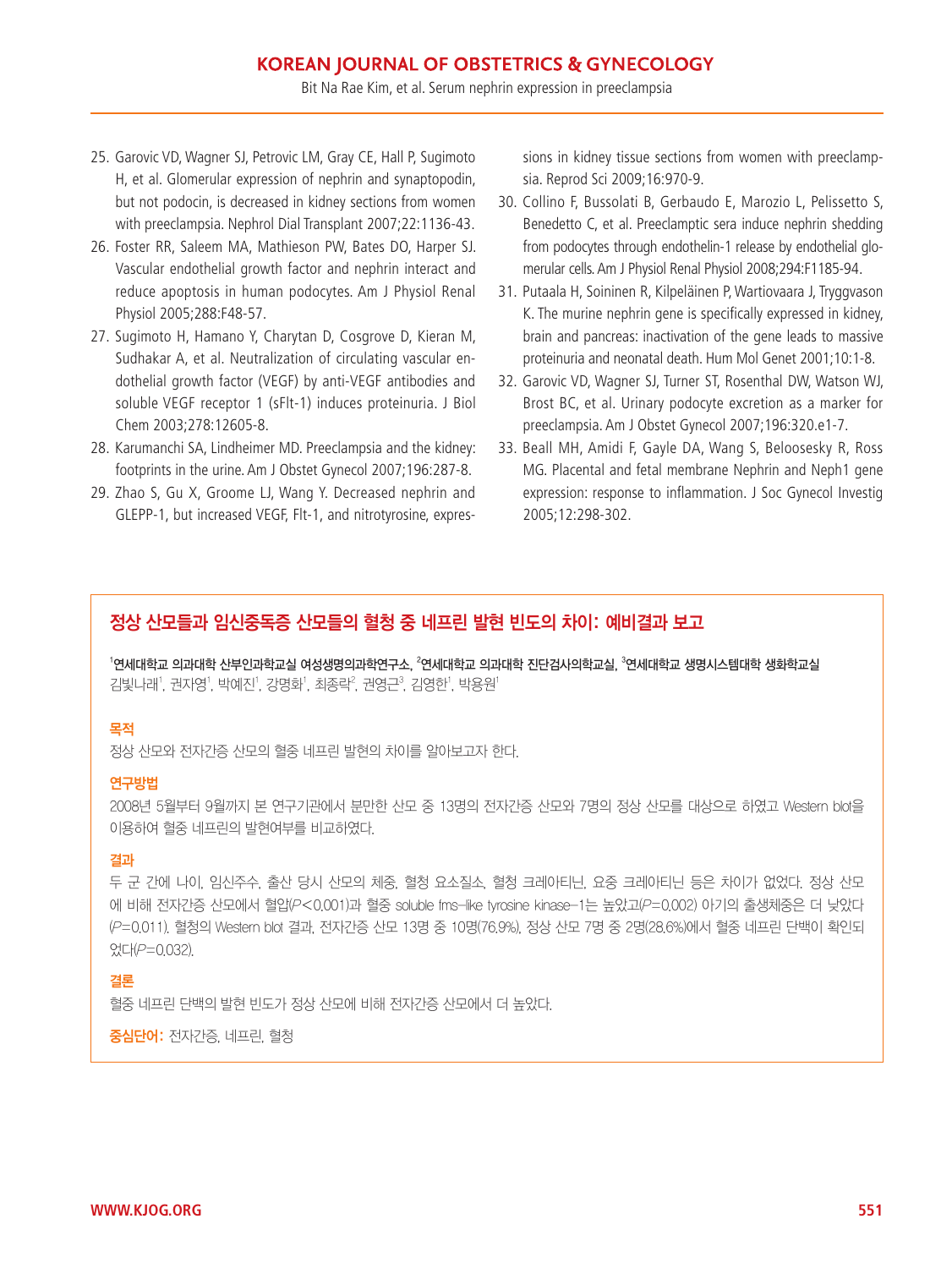25. Garovic VD, Wagner SJ, Petrovic LM, Gray CE, Hall P, Sugimoto H, et al. Glomerular expression of nephrin and synaptopodin, but not podocin, is decreased in kidney sections from women with preeclampsia. Nephrol Dial Transplant 2007;22:1136-43.
26. Foster RR, Saleem MA, Mathieson PW, Bates DO, Harper SJ. Vascular endothelial growth factor and nephrin interact and reduce apoptosis in human podocytes. Am J Physiol Renal Physiol 2005;288:F48-57.
27. Sugimoto H, Hamano Y, Charytan D, Cosgrove D, Kieran M, Sudhakar A, et al. Neutralization of circulating vascular endothelial growth factor (VEGF) by anti-VEGF antibodies and soluble VEGF receptor 1 (sFlt-1) induces proteinuria. J Biol Chem 2003;278:12605-8.
28. Karumanchi SA, Lindheimer MD. Preeclampsia and the kidney: footprints in the urine. Am J Obstet Gynecol 2007;196:287-8.
29. Zhao S, Gu X, Groome LJ, Wang Y. Decreased nephrin and GLEPP-1, but increased VEGF, Flt-1, and nitrotyrosine, expressions in kidney tissue sections from women with preeclampsia. Reprod Sci 2009;16:970-9.
30. Collino F, Bussolati B, Gerbaudo E, Marozio L, Pelissetto S, Benedetto C, et al. Preeclamptic sera induce nephrin shedding from podocytes through endothelin-1 release by endothelial glomerular cells. Am J Physiol Renal Physiol 2008;294:F1185-94.
31. Putaala H, Soininen R, Kilpeläinen P, Wartiovaara J, Tryggvason K. The murine nephrin gene is specifically expressed in kidney, brain and pancreas: inactivation of the gene leads to massive proteinuria and neonatal death. Hum Mol Genet 2001;10:1-8.
32. Garovic VD, Wagner SJ, Turner ST, Rosenthal DW, Watson WJ, Brost BC, et al. Urinary podocyte excretion as a marker for preeclampsia. Am J Obstet Gynecol 2007;196:320.e1-7.
33. Beall MH, Amidi F, Gayle DA, Wang S, Beloosesky R, Ross MG. Placental and fetal membrane Nephrin and Neph1 gene expression: response to inflammation. J Soc Gynecol Investig 2005;12:298-302.

## 정상 산모들과 임신중독증 산모들의 혈청 중 네프린 발현 빈도의 차이: 예비결과 보고

[1]연세대학교 의과대학 산부인과학교실 여성생명의과학연구소, [2]연세대학교 의과대학 진단검사의학교실, [3]연세대학교 생명시스템대학 생화학교실
김빛나래[1], 권자영[1], 박예진[1], 강명화[1], 최종락[2], 권영근[3], 김영한[1], 박용원[1]

**목적**

정상 산모와 전자간증 산모의 혈중 네프린 발현의 차이를 알아보고자 한다.

**연구방법**

2008년 5월부터 9월까지 본 연구기관에서 분만한 산모 중 13명의 전자간증 산모와 7명의 정상 산모를 대상으로 하였고 Western blot을 이용하여 혈중 네프린의 발현여부를 비교하였다.

**결과**

두 군 간에 나이, 임신주수, 출산 당시 산모의 체중, 혈청 요소질소, 혈청 크레아티닌, 요중 크레아티닌 등은 차이가 없었다. 정상 산모에 비해 전자간증 산모에서 혈압($P<0.001$)과 혈중 soluble fms-like tyrosine kinase-1는 높았고($P=0.002$) 아기의 출생체중은 더 낮았다($P=0.011$). 혈청의 Western blot 결과, 전자간증 산모 13명 중 10명(76.9%), 정상 산모 7명 중 2명(28.6%)에서 혈중 네프린 단백이 확인되었다($P=0.032$).

**결론**

혈중 네프린 단백의 발현 빈도가 정상 산모에 비해 전자간증 산모에서 더 높았다.

**중심단어:** 전자간증, 네프린, 혈청